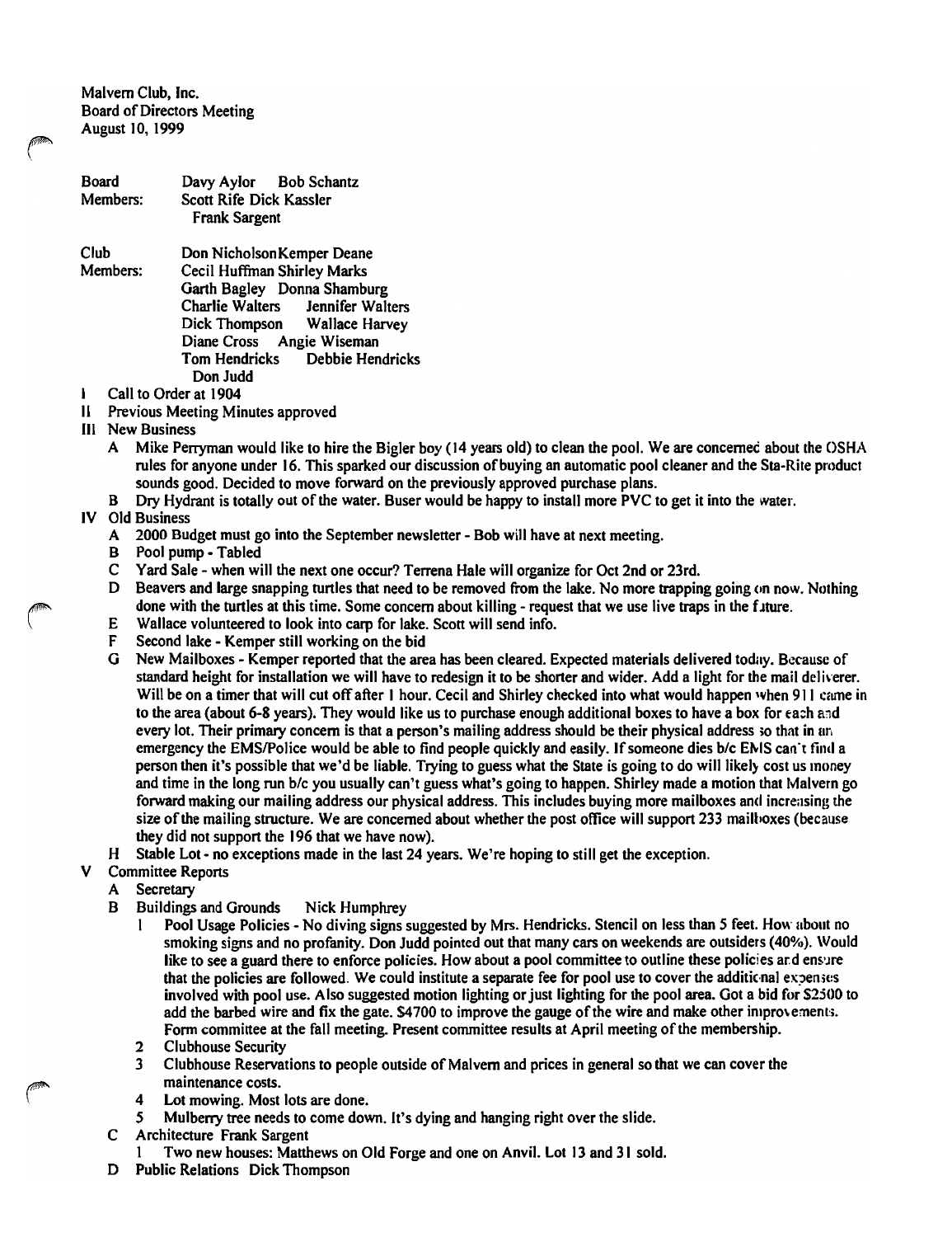Malvern Club, Inc.
Board of Directors Meeting
August 10, 1999

Board Members: Davy Aylor  Bob Schantz
Scott Rife  Dick Kassler
Frank Sargent

Club Members: Don Nicholson  Kemper Deane
Cecil Huffman  Shirley Marks
Garth Bagley  Donna Shamburg
Charlie Walters  Jennifer Walters
Dick Thompson  Wallace Harvey
Diane Cross  Angie Wiseman
Tom Hendricks  Debbie Hendricks
Don Judd

I Call to Order at 1904

II Previous Meeting Minutes approved

III New Business

- A Mike Perryman would like to hire the Bigler boy (14 years old) to clean the pool. We are concerned about the OSHA rules for anyone under 16. This sparked our discussion of buying an automatic pool cleaner and the Sta-Rite product sounds good. Decided to move forward on the previously approved purchase plans.
- B Dry Hydrant is totally out of the water. Buser would be happy to install more PVC to get it into the water.

IV Old Business

- A 2000 Budget must go into the September newsletter - Bob will have at next meeting.
- B Pool pump - Tabled
- C Yard Sale - when will the next one occur? Terrena Hale will organize for Oct 2nd or 23rd.
- D Beavers and large snapping turtles that need to be removed from the lake. No more trapping going on now. Nothing done with the turtles at this time. Some concern about killing - request that we use live traps in the future.
- E Wallace volunteered to look into carp for lake. Scott will send info.
- F Second lake - Kemper still working on the bid
- G New Mailboxes - Kemper reported that the area has been cleared. Expected materials delivered today. Because of standard height for installation we will have to redesign it to be shorter and wider. Add a light for the mail deliverer. Will be on a timer that will cut off after 1 hour. Cecil and Shirley checked into what would happen when 911 came in to the area (about 6-8 years). They would like us to purchase enough additional boxes to have a box for each and every lot. Their primary concern is that a person's mailing address should be their physical address so that in an emergency the EMS/Police would be able to find people quickly and easily. If someone dies b/c EMS can't find a person then it's possible that we'd be liable. Trying to guess what the State is going to do will likely cost us money and time in the long run b/c you usually can't guess what's going to happen. Shirley made a motion that Malvern go forward making our mailing address our physical address. This includes buying more mailboxes and increasing the size of the mailing structure. We are concerned about whether the post office will support 233 mailboxes (because they did not support the 196 that we have now).
- H Stable Lot - no exceptions made in the last 24 years. We're hoping to still get the exception.

V Committee Reports

- A Secretary
- B Buildings and Grounds  Nick Humphrey
  1. Pool Usage Policies - No diving signs suggested by Mrs. Hendricks. Stencil on less than 5 feet. How about no smoking signs and no profanity. Don Judd pointed out that many cars on weekends are outsiders (40%). Would like to see a guard there to enforce policies. How about a pool committee to outline these policies and ensure that the policies are followed. We could institute a separate fee for pool use to cover the additional expenses involved with pool use. Also suggested motion lighting or just lighting for the pool area. Got a bid for $2500 to add the barbed wire and fix the gate. $4700 to improve the gauge of the wire and make other improvements. Form committee at the fall meeting. Present committee results at April meeting of the membership.
  2. Clubhouse Security
  3. Clubhouse Reservations to people outside of Malvern and prices in general so that we can cover the maintenance costs.
  4. Lot mowing. Most lots are done.
  5. Mulberry tree needs to come down. It's dying and hanging right over the slide.
- C Architecture  Frank Sargent
  1. Two new houses: Matthews on Old Forge and one on Anvil. Lot 13 and 31 sold.
- D Public Relations  Dick Thompson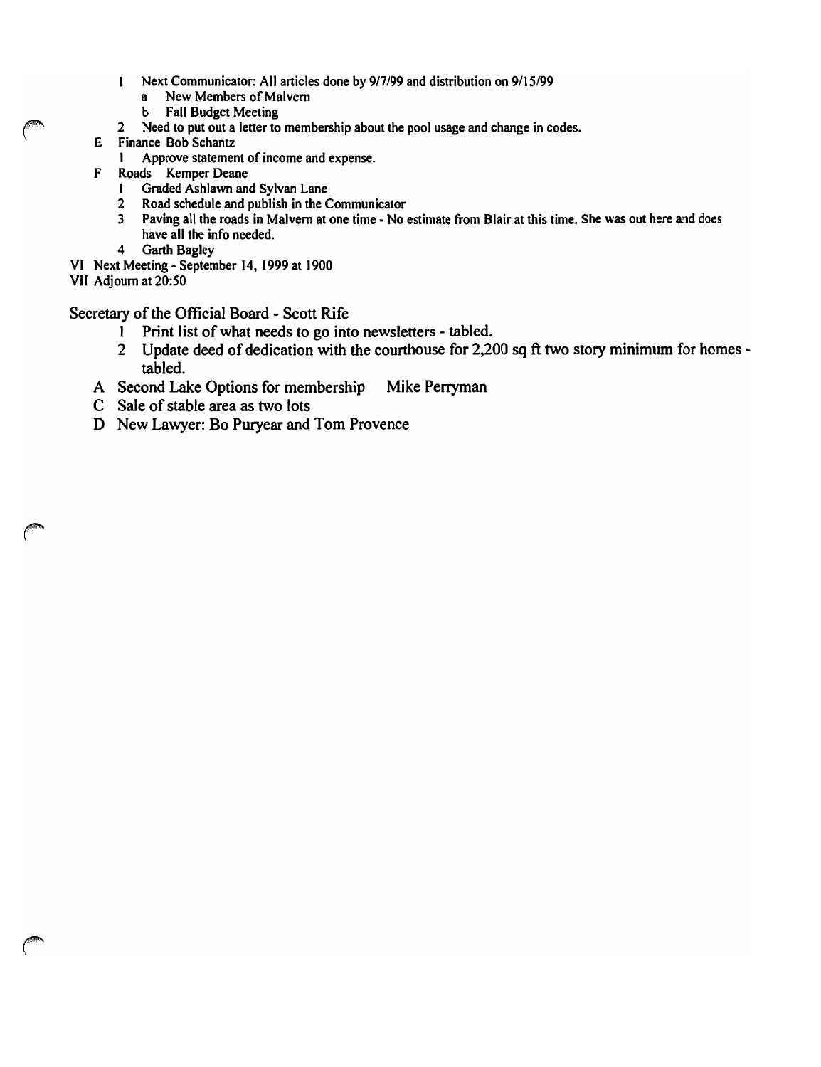1. Next Communicator: All articles done by 9/7/99 and distribution on 9/15/99
   a. New Members of Malvern
   b. Fall Budget Meeting
2. Need to put out a letter to membership about the pool usage and change in codes.

E Finance Bob Schantz

1. Approve statement of income and expense.

F Roads Kemper Deane

1. Graded Ashlawn and Sylvan Lane
2. Road schedule and publish in the Communicator
3. Paving all the roads in Malvern at one time - No estimate from Blair at this time. She was out here and does have all the info needed.
4. Garth Bagley

VI Next Meeting - September 14, 1999 at 1900

VII Adjourn at 20:50

Secretary of the Official Board - Scott Rife

1. Print list of what needs to go into newsletters - tabled.
2. Update deed of dedication with the courthouse for 2,200 sq ft two story minimum for homes - tabled.

A Second Lake Options for membership Mike Perryman

C Sale of stable area as two lots

D New Lawyer: Bo Puryear and Tom Provence